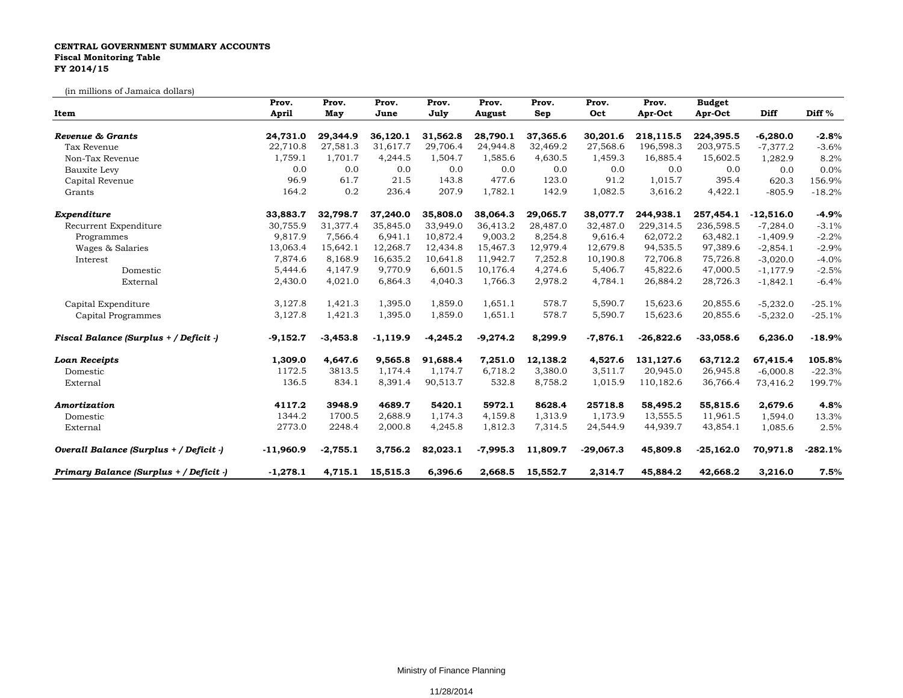**CENTRAL GOVERNMENT SUMMARY ACCOUNTS**
**Fiscal Monitoring Table**
**FY 2014/15**

(in millions of Jamaica dollars)

| Item | Prov. April | Prov. May | Prov. June | Prov. July | Prov. August | Prov. Sep | Prov. Oct | Prov. Apr-Oct | Budget Apr-Oct | Diff | Diff % |
|---|---|---|---|---|---|---|---|---|---|---|---|
| ***Revenue & Grants*** | **24,731.0** | **29,344.9** | **36,120.1** | **31,562.8** | **28,790.1** | **37,365.6** | **30,201.6** | **218,115.5** | **224,395.5** | **-6,280.0** | **-2.8%** |
| Tax Revenue | 22,710.8 | 27,581.3 | 31,617.7 | 29,706.4 | 24,944.8 | 32,469.2 | 27,568.6 | 196,598.3 | 203,975.5 | -7,377.2 | -3.6% |
| Non-Tax Revenue | 1,759.1 | 1,701.7 | 4,244.5 | 1,504.7 | 1,585.6 | 4,630.5 | 1,459.3 | 16,885.4 | 15,602.5 | 1,282.9 | 8.2% |
| Bauxite Levy | 0.0 | 0.0 | 0.0 | 0.0 | 0.0 | 0.0 | 0.0 | 0.0 | 0.0 | 0.0 | 0.0% |
| Capital Revenue | 96.9 | 61.7 | 21.5 | 143.8 | 477.6 | 123.0 | 91.2 | 1,015.7 | 395.4 | 620.3 | 156.9% |
| Grants | 164.2 | 0.2 | 236.4 | 207.9 | 1,782.1 | 142.9 | 1,082.5 | 3,616.2 | 4,422.1 | -805.9 | -18.2% |
| ***Expenditure*** | **33,883.7** | **32,798.7** | **37,240.0** | **35,808.0** | **38,064.3** | **29,065.7** | **38,077.7** | **244,938.1** | **257,454.1** | **-12,516.0** | **-4.9%** |
| Recurrent Expenditure | 30,755.9 | 31,377.4 | 35,845.0 | 33,949.0 | 36,413.2 | 28,487.0 | 32,487.0 | 229,314.5 | 236,598.5 | -7,284.0 | -3.1% |
| Programmes | 9,817.9 | 7,566.4 | 6,941.1 | 10,872.4 | 9,003.2 | 8,254.8 | 9,616.4 | 62,072.2 | 63,482.1 | -1,409.9 | -2.2% |
| Wages & Salaries | 13,063.4 | 15,642.1 | 12,268.7 | 12,434.8 | 15,467.3 | 12,979.4 | 12,679.8 | 94,535.5 | 97,389.6 | -2,854.1 | -2.9% |
| Interest | 7,874.6 | 8,168.9 | 16,635.2 | 10,641.8 | 11,942.7 | 7,252.8 | 10,190.8 | 72,706.8 | 75,726.8 | -3,020.0 | -4.0% |
| Domestic | 5,444.6 | 4,147.9 | 9,770.9 | 6,601.5 | 10,176.4 | 4,274.6 | 5,406.7 | 45,822.6 | 47,000.5 | -1,177.9 | -2.5% |
| External | 2,430.0 | 4,021.0 | 6,864.3 | 4,040.3 | 1,766.3 | 2,978.2 | 4,784.1 | 26,884.2 | 28,726.3 | -1,842.1 | -6.4% |
| Capital Expenditure | 3,127.8 | 1,421.3 | 1,395.0 | 1,859.0 | 1,651.1 | 578.7 | 5,590.7 | 15,623.6 | 20,855.6 | -5,232.0 | -25.1% |
| Capital Programmes | 3,127.8 | 1,421.3 | 1,395.0 | 1,859.0 | 1,651.1 | 578.7 | 5,590.7 | 15,623.6 | 20,855.6 | -5,232.0 | -25.1% |
| ***Fiscal Balance (Surplus + / Deficit -)*** | **-9,152.7** | **-3,453.8** | **-1,119.9** | **-4,245.2** | **-9,274.2** | **8,299.9** | **-7,876.1** | **-26,822.6** | **-33,058.6** | **6,236.0** | **-18.9%** |
| ***Loan Receipts*** | **1,309.0** | **4,647.6** | **9,565.8** | **91,688.4** | **7,251.0** | **12,138.2** | **4,527.6** | **131,127.6** | **63,712.2** | **67,415.4** | **105.8%** |
| Domestic | 1172.5 | 3813.5 | 1,174.4 | 1,174.7 | 6,718.2 | 3,380.0 | 3,511.7 | 20,945.0 | 26,945.8 | -6,000.8 | -22.3% |
| External | 136.5 | 834.1 | 8,391.4 | 90,513.7 | 532.8 | 8,758.2 | 1,015.9 | 110,182.6 | 36,766.4 | 73,416.2 | 199.7% |
| ***Amortization*** | **4117.2** | **3948.9** | **4689.7** | **5420.1** | **5972.1** | **8628.4** | **25718.8** | **58,495.2** | **55,815.6** | **2,679.6** | **4.8%** |
| Domestic | 1344.2 | 1700.5 | 2,688.9 | 1,174.3 | 4,159.8 | 1,313.9 | 1,173.9 | 13,555.5 | 11,961.5 | 1,594.0 | 13.3% |
| External | 2773.0 | 2248.4 | 2,000.8 | 4,245.8 | 1,812.3 | 7,314.5 | 24,544.9 | 44,939.7 | 43,854.1 | 1,085.6 | 2.5% |
| ***Overall Balance (Surplus + / Deficit -)*** | **-11,960.9** | **-2,755.1** | **3,756.2** | **82,023.1** | **-7,995.3** | **11,809.7** | **-29,067.3** | **45,809.8** | **-25,162.0** | **70,971.8** | **-282.1%** |
| ***Primary Balance (Surplus + / Deficit -)*** | **-1,278.1** | **4,715.1** | **15,515.3** | **6,396.6** | **2,668.5** | **15,552.7** | **2,314.7** | **45,884.2** | **42,668.2** | **3,216.0** | **7.5%** |

Ministry of Finance Planning

11/28/2014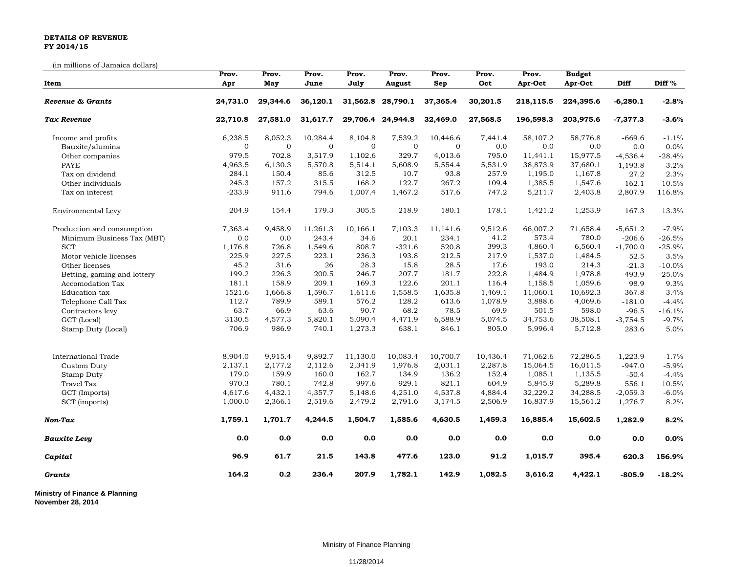**DETAILS OF REVENUE**
**FY 2014/15**

(in millions of Jamaica dollars)

| Item | Prov. Apr | Prov. May | Prov. June | Prov. July | Prov. August | Prov. Sep | Prov. Oct | Prov. Apr-Oct | Budget Apr-Oct | Diff | Diff % |
|---|---|---|---|---|---|---|---|---|---|---|---|
| ***Revenue & Grants*** | **24,731.0** | **29,344.6** | **36,120.1** | **31,562.8** | **28,790.1** | **37,365.4** | **30,201.5** | **218,115.5** | **224,395.6** | **-6,280.1** | **-2.8%** |
| ***Tax Revenue*** | **22,710.8** | **27,581.0** | **31,617.7** | **29,706.4** | **24,944.8** | **32,469.0** | **27,568.5** | **196,598.3** | **203,975.6** | **-7,377.3** | **-3.6%** |
| Income and profits | 6,238.5 | 8,052.3 | 10,284.4 | 8,104.8 | 7,539.2 | 10,446.6 | 7,441.4 | 58,107.2 | 58,776.8 | -669.6 | -1.1% |
| Bauxite/alumina | 0 | 0 | 0 | 0 | 0 | 0 | 0.0 | 0.0 | 0.0 | 0.0 | 0.0% |
| Other companies | 979.5 | 702.8 | 3,517.9 | 1,102.6 | 329.7 | 4,013.6 | 795.0 | 11,441.1 | 15,977.5 | -4,536.4 | -28.4% |
| PAYE | 4,963.5 | 6,130.3 | 5,570.8 | 5,514.1 | 5,608.9 | 5,554.4 | 5,531.9 | 38,873.9 | 37,680.1 | 1,193.8 | 3.2% |
| Tax on dividend | 284.1 | 150.4 | 85.6 | 312.5 | 10.7 | 93.8 | 257.9 | 1,195.0 | 1,167.8 | 27.2 | 2.3% |
| Other individuals | 245.3 | 157.2 | 315.5 | 168.2 | 122.7 | 267.2 | 109.4 | 1,385.5 | 1,547.6 | -162.1 | -10.5% |
| Tax on interest | -233.9 | 911.6 | 794.6 | 1,007.4 | 1,467.2 | 517.6 | 747.2 | 5,211.7 | 2,403.8 | 2,807.9 | 116.8% |
| Environmental Levy | 204.9 | 154.4 | 179.3 | 305.5 | 218.9 | 180.1 | 178.1 | 1,421.2 | 1,253.9 | 167.3 | 13.3% |
| Production and consumption | 7,363.4 | 9,458.9 | 11,261.3 | 10,166.1 | 7,103.3 | 11,141.6 | 9,512.6 | 66,007.2 | 71,658.4 | -5,651.2 | -7.9% |
| Minimum Business Tax (MBT) | 0.0 | 0.0 | 243.4 | 34.6 | 20.1 | 234.1 | 41.2 | 573.4 | 780.0 | -206.6 | -26.5% |
| SCT | 1,176.8 | 726.8 | 1,549.6 | 808.7 | -321.6 | 520.8 | 399.3 | 4,860.4 | 6,560.4 | -1,700.0 | -25.9% |
| Motor vehicle licenses | 225.9 | 227.5 | 223.1 | 236.3 | 193.8 | 212.5 | 217.9 | 1,537.0 | 1,484.5 | 52.5 | 3.5% |
| Other licenses | 45.2 | 31.6 | 26 | 28.3 | 15.8 | 28.5 | 17.6 | 193.0 | 214.3 | -21.3 | -10.0% |
| Betting, gaming and lottery | 199.2 | 226.3 | 200.5 | 246.7 | 207.7 | 181.7 | 222.8 | 1,484.9 | 1,978.8 | -493.9 | -25.0% |
| Accomodation Tax | 181.1 | 158.9 | 209.1 | 169.3 | 122.6 | 201.1 | 116.4 | 1,158.5 | 1,059.6 | 98.9 | 9.3% |
| Education tax | 1521.6 | 1,666.8 | 1,596.7 | 1,611.6 | 1,558.5 | 1,635.8 | 1,469.1 | 11,060.1 | 10,692.3 | 367.8 | 3.4% |
| Telephone Call Tax | 112.7 | 789.9 | 589.1 | 576.2 | 128.2 | 613.6 | 1,078.9 | 3,888.6 | 4,069.6 | -181.0 | -4.4% |
| Contractors levy | 63.7 | 66.9 | 63.6 | 90.7 | 68.2 | 78.5 | 69.9 | 501.5 | 598.0 | -96.5 | -16.1% |
| GCT (Local) | 3130.5 | 4,577.3 | 5,820.1 | 5,090.4 | 4,471.9 | 6,588.9 | 5,074.5 | 34,753.6 | 38,508.1 | -3,754.5 | -9.7% |
| Stamp Duty (Local) | 706.9 | 986.9 | 740.1 | 1,273.3 | 638.1 | 846.1 | 805.0 | 5,996.4 | 5,712.8 | 283.6 | 5.0% |
| International Trade | 8,904.0 | 9,915.4 | 9,892.7 | 11,130.0 | 10,083.4 | 10,700.7 | 10,436.4 | 71,062.6 | 72,286.5 | -1,223.9 | -1.7% |
| Custom Duty | 2,137.1 | 2,177.2 | 2,112.6 | 2,341.9 | 1,976.8 | 2,031.1 | 2,287.8 | 15,064.5 | 16,011.5 | -947.0 | -5.9% |
| Stamp Duty | 179.0 | 159.9 | 160.0 | 162.7 | 134.9 | 136.2 | 152.4 | 1,085.1 | 1,135.5 | -50.4 | -4.4% |
| Travel Tax | 970.3 | 780.1 | 742.8 | 997.6 | 929.1 | 821.1 | 604.9 | 5,845.9 | 5,289.8 | 556.1 | 10.5% |
| GCT (Imports) | 4,617.6 | 4,432.1 | 4,357.7 | 5,148.6 | 4,251.0 | 4,537.8 | 4,884.4 | 32,229.2 | 34,288.5 | -2,059.3 | -6.0% |
| SCT (imports) | 1,000.0 | 2,366.1 | 2,519.6 | 2,479.2 | 2,791.6 | 3,174.5 | 2,506.9 | 16,837.9 | 15,561.2 | 1,276.7 | 8.2% |
| ***Non-Tax*** | **1,759.1** | **1,701.7** | **4,244.5** | **1,504.7** | **1,585.6** | **4,630.5** | **1,459.3** | **16,885.4** | **15,602.5** | **1,282.9** | **8.2%** |
| ***Bauxite Levy*** | **0.0** | **0.0** | **0.0** | **0.0** | **0.0** | **0.0** | **0.0** | **0.0** | **0.0** | **0.0** | **0.0%** |
| ***Capital*** | **96.9** | **61.7** | **21.5** | **143.8** | **477.6** | **123.0** | **91.2** | **1,015.7** | **395.4** | **620.3** | **156.9%** |
| ***Grants*** | **164.2** | **0.2** | **236.4** | **207.9** | **1,782.1** | **142.9** | **1,082.5** | **3,616.2** | **4,422.1** | **-805.9** | **-18.2%** |

**Ministry of Finance & Planning**
**November 28, 2014**